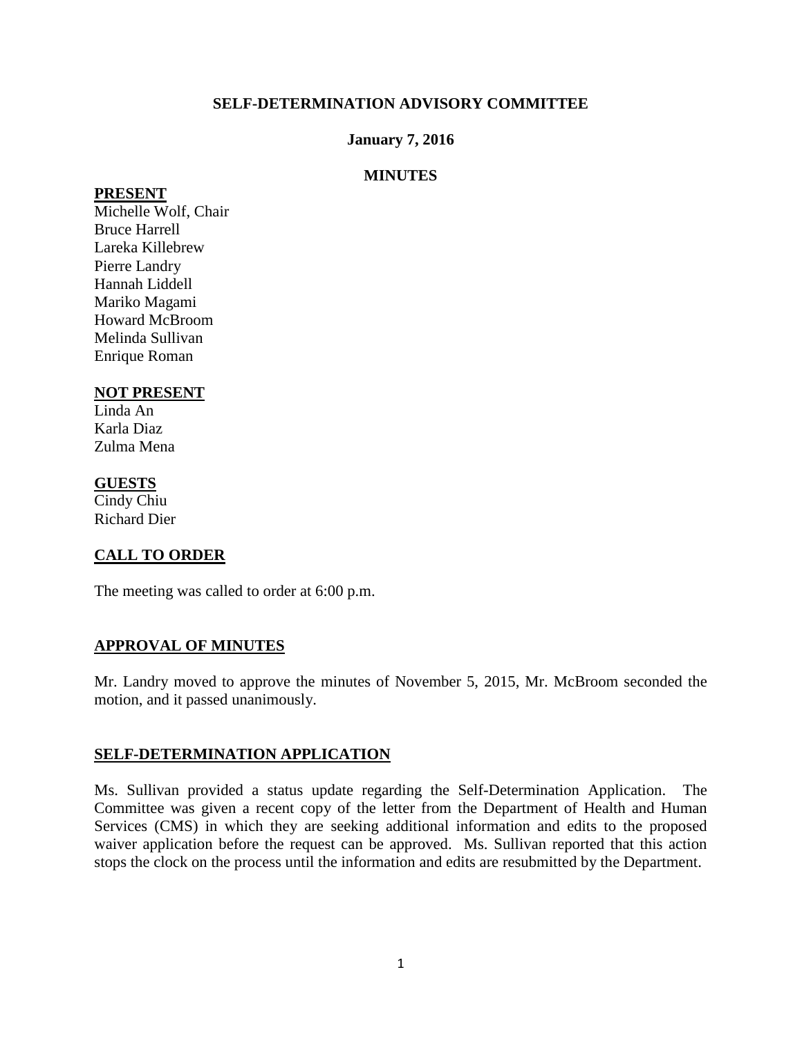# SELF-DETERMINATION ADVISORY COMMITTEE

**January 7, 2016**

**MINUTES**

## PRESENT

Michelle Wolf, Chair
Bruce Harrell
Lareka Killebrew
Pierre Landry
Hannah Liddell
Mariko Magami
Howard McBroom
Melinda Sullivan
Enrique Roman

## NOT PRESENT

Linda An
Karla Diaz
Zulma Mena

## GUESTS

Cindy Chiu
Richard Dier

## CALL TO ORDER

The meeting was called to order at 6:00 p.m.

## APPROVAL OF MINUTES

Mr. Landry moved to approve the minutes of November 5, 2015, Mr. McBroom seconded the motion, and it passed unanimously.

## SELF-DETERMINATION APPLICATION

Ms. Sullivan provided a status update regarding the Self-Determination Application. The Committee was given a recent copy of the letter from the Department of Health and Human Services (CMS) in which they are seeking additional information and edits to the proposed waiver application before the request can be approved. Ms. Sullivan reported that this action stops the clock on the process until the information and edits are resubmitted by the Department.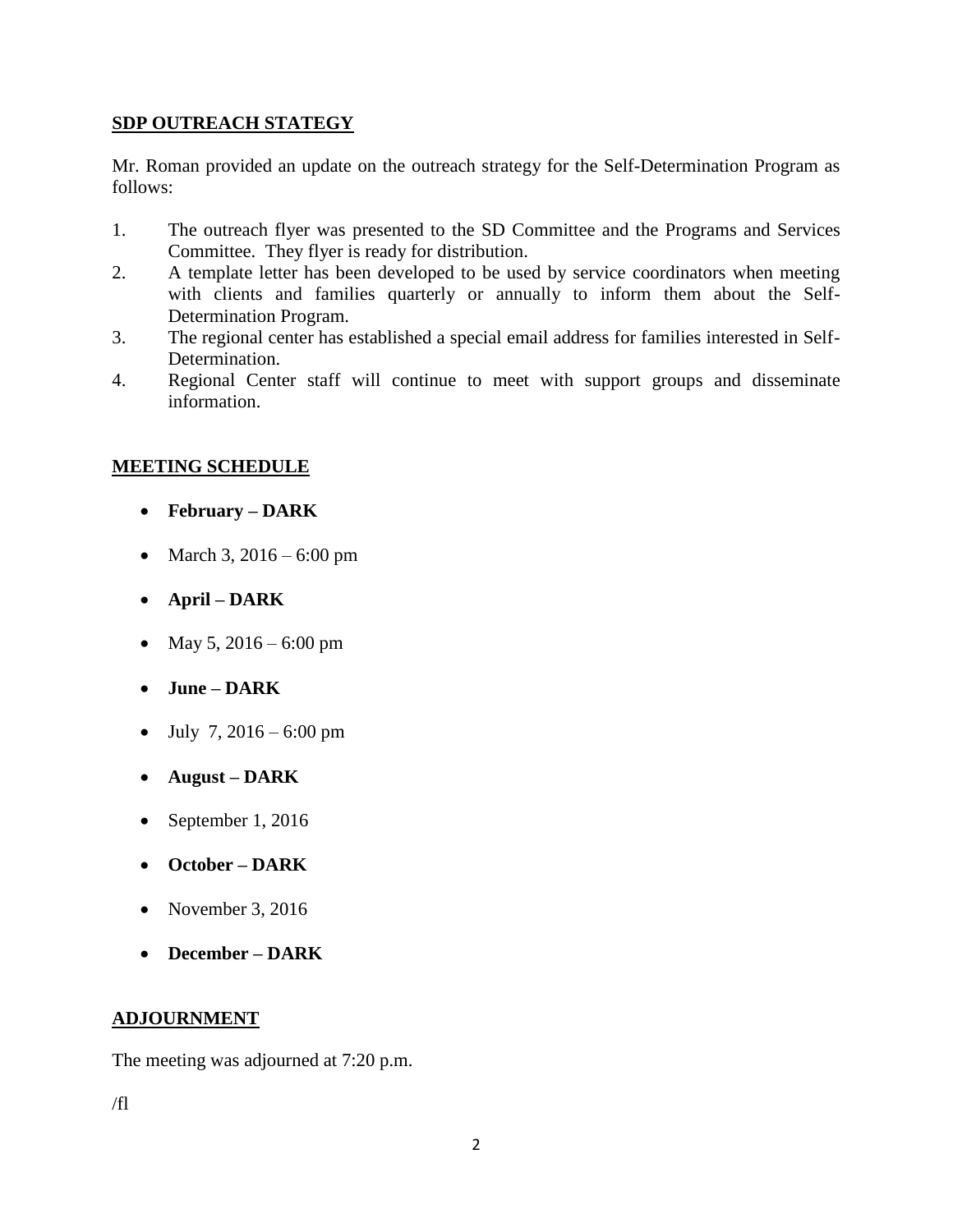## SDP OUTREACH STATEGY

Mr. Roman provided an update on the outreach strategy for the Self-Determination Program as follows:

1. The outreach flyer was presented to the SD Committee and the Programs and Services Committee. They flyer is ready for distribution.
2. A template letter has been developed to be used by service coordinators when meeting with clients and families quarterly or annually to inform them about the Self-Determination Program.
3. The regional center has established a special email address for families interested in Self-Determination.
4. Regional Center staff will continue to meet with support groups and disseminate information.

## MEETING SCHEDULE

- **February – DARK**
- March 3, 2016 – 6:00 pm
- **April – DARK**
- May 5, 2016 – 6:00 pm
- **June – DARK**
- July 7, 2016 – 6:00 pm
- **August – DARK**
- September 1, 2016
- **October – DARK**
- November 3, 2016
- **December – DARK**

## ADJOURNMENT

The meeting was adjourned at 7:20 p.m.

/fl